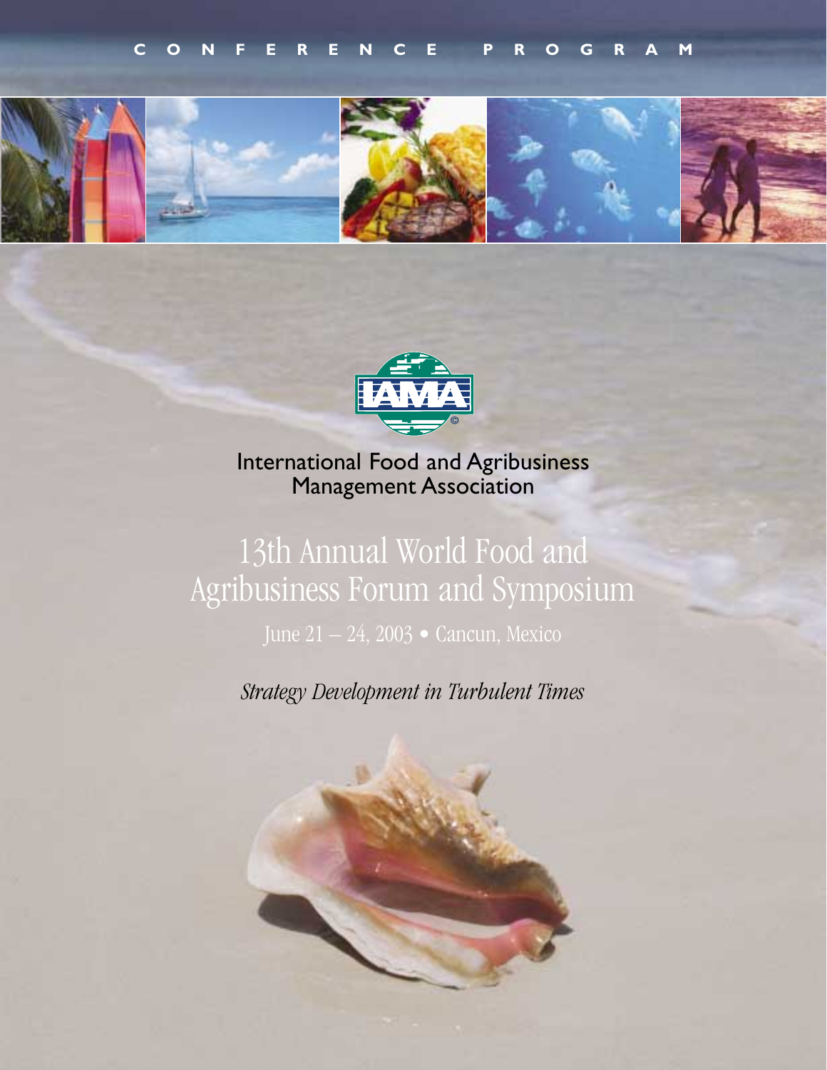CONFERENCE PROGRAM

IAMA

International Food and Agribusiness Management Association

# 13th Annual World Food and Agribusiness Forum and Symposium

June 21 – 24, 2003 • Cancun, Mexico

*Strategy Development in Turbulent Times*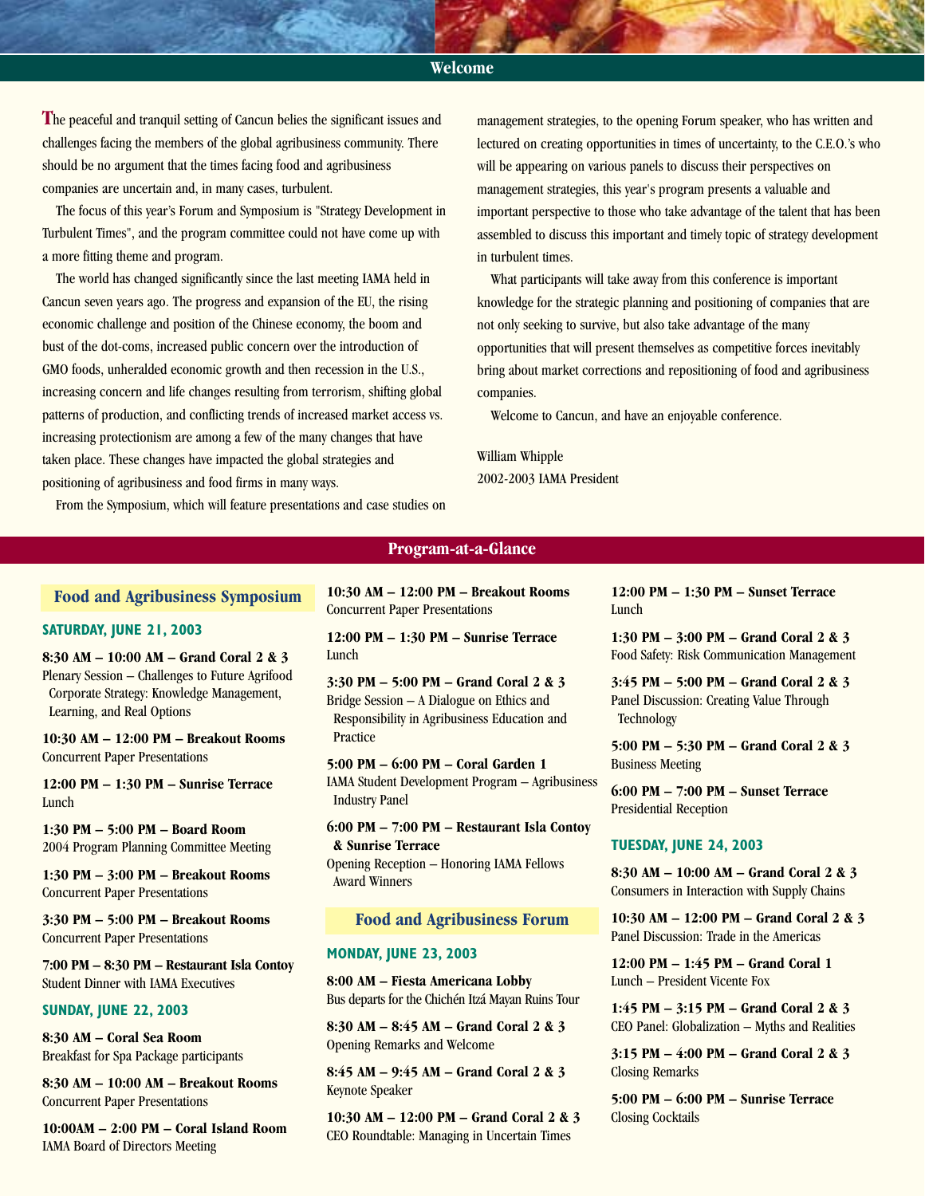## Welcome

The peaceful and tranquil setting of Cancun belies the significant issues and challenges facing the members of the global agribusiness community. There should be no argument that the times facing food and agribusiness companies are uncertain and, in many cases, turbulent.

The focus of this year's Forum and Symposium is "Strategy Development in Turbulent Times", and the program committee could not have come up with a more fitting theme and program.

The world has changed significantly since the last meeting IAMA held in Cancun seven years ago. The progress and expansion of the EU, the rising economic challenge and position of the Chinese economy, the boom and bust of the dot-coms, increased public concern over the introduction of GMO foods, unheralded economic growth and then recession in the U.S., increasing concern and life changes resulting from terrorism, shifting global patterns of production, and conflicting trends of increased market access vs. increasing protectionism are among a few of the many changes that have taken place. These changes have impacted the global strategies and positioning of agribusiness and food firms in many ways.

From the Symposium, which will feature presentations and case studies on management strategies, to the opening Forum speaker, who has written and lectured on creating opportunities in times of uncertainty, to the C.E.O.'s who will be appearing on various panels to discuss their perspectives on management strategies, this year's program presents a valuable and important perspective to those who take advantage of the talent that has been assembled to discuss this important and timely topic of strategy development in turbulent times.

What participants will take away from this conference is important knowledge for the strategic planning and positioning of companies that are not only seeking to survive, but also take advantage of the many opportunities that will present themselves as competitive forces inevitably bring about market corrections and repositioning of food and agribusiness companies.

Welcome to Cancun, and have an enjoyable conference.

William Whipple
2002-2003 IAMA President

## Program-at-a-Glance

### Food and Agribusiness Symposium

**SATURDAY, JUNE 21, 2003**

**8:30 AM – 10:00 AM – Grand Coral 2 & 3**
Plenary Session – Challenges to Future Agrifood Corporate Strategy: Knowledge Management, Learning, and Real Options

**10:30 AM – 12:00 PM – Breakout Rooms**
Concurrent Paper Presentations

**12:00 PM – 1:30 PM – Sunrise Terrace**
Lunch

**1:30 PM – 5:00 PM – Board Room**
2004 Program Planning Committee Meeting

**1:30 PM – 3:00 PM – Breakout Rooms**
Concurrent Paper Presentations

**3:30 PM – 5:00 PM – Breakout Rooms**
Concurrent Paper Presentations

**7:00 PM – 8:30 PM – Restaurant Isla Contoy**
Student Dinner with IAMA Executives

**SUNDAY, JUNE 22, 2003**

**8:30 AM – Coral Sea Room**
Breakfast for Spa Package participants

**8:30 AM – 10:00 AM – Breakout Rooms**
Concurrent Paper Presentations

**10:00AM – 2:00 PM – Coral Island Room**
IAMA Board of Directors Meeting

**10:30 AM – 12:00 PM – Breakout Rooms**
Concurrent Paper Presentations

**12:00 PM – 1:30 PM – Sunrise Terrace**
Lunch

**3:30 PM – 5:00 PM – Grand Coral 2 & 3**
Bridge Session – A Dialogue on Ethics and Responsibility in Agribusiness Education and Practice

**5:00 PM – 6:00 PM – Coral Garden 1**
IAMA Student Development Program – Agribusiness Industry Panel

**6:00 PM – 7:00 PM – Restaurant Isla Contoy & Sunrise Terrace**
Opening Reception – Honoring IAMA Fellows Award Winners

### Food and Agribusiness Forum

**MONDAY, JUNE 23, 2003**

**8:00 AM – Fiesta Americana Lobby**
Bus departs for the Chichén Itzá Mayan Ruins Tour

**8:30 AM – 8:45 AM – Grand Coral 2 & 3**
Opening Remarks and Welcome

**8:45 AM – 9:45 AM – Grand Coral 2 & 3**
Keynote Speaker

**10:30 AM – 12:00 PM – Grand Coral 2 & 3**
CEO Roundtable: Managing in Uncertain Times

**12:00 PM – 1:30 PM – Sunset Terrace**
Lunch

**1:30 PM – 3:00 PM – Grand Coral 2 & 3**
Food Safety: Risk Communication Management

**3:45 PM – 5:00 PM – Grand Coral 2 & 3**
Panel Discussion: Creating Value Through Technology

**5:00 PM – 5:30 PM – Grand Coral 2 & 3**
Business Meeting

**6:00 PM – 7:00 PM – Sunset Terrace**
Presidential Reception

**TUESDAY, JUNE 24, 2003**

**8:30 AM – 10:00 AM – Grand Coral 2 & 3**
Consumers in Interaction with Supply Chains

**10:30 AM – 12:00 PM – Grand Coral 2 & 3**
Panel Discussion: Trade in the Americas

**12:00 PM – 1:45 PM – Grand Coral 1**
Lunch – President Vicente Fox

**1:45 PM – 3:15 PM – Grand Coral 2 & 3**
CEO Panel: Globalization – Myths and Realities

**3:15 PM – 4:00 PM – Grand Coral 2 & 3**
Closing Remarks

**5:00 PM – 6:00 PM – Sunrise Terrace**
Closing Cocktails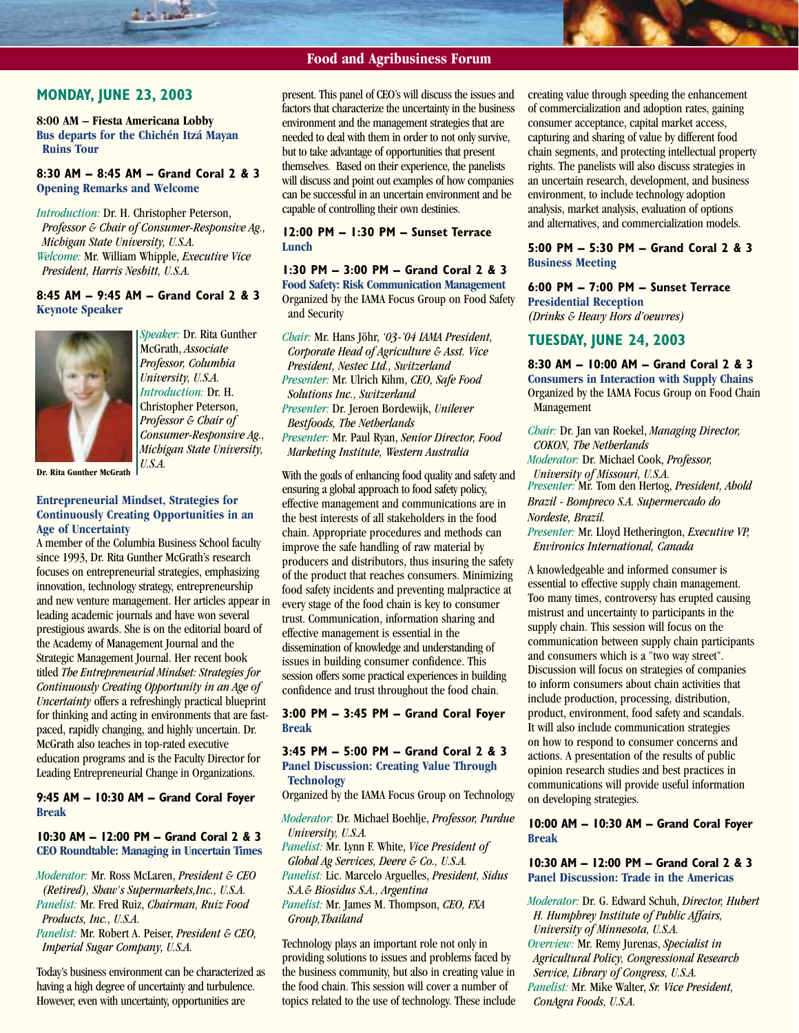## MONDAY, JUNE 23, 2003

**8:00 AM – Fiesta Americana Lobby**
**Bus departs for the Chichén Itzá Mayan Ruins Tour**

**8:30 AM – 8:45 AM – Grand Coral 2 & 3**
**Opening Remarks and Welcome**

*Introduction:* Dr. H. Christopher Peterson, *Professor & Chair of Consumer-Responsive Ag., Michigan State University, U.S.A.*
*Welcome:* Mr. William Whipple, *Executive Vice President, Harris Nesbitt, U.S.A.*

**8:45 AM – 9:45 AM – Grand Coral 2 & 3**
**Keynote Speaker**

*Speaker:* Dr. Rita Gunther McGrath, *Associate Professor, Columbia University, U.S.A.*
*Introduction:* Dr. H. Christopher Peterson, *Professor & Chair of Consumer-Responsive Ag., Michigan State University, U.S.A.*

Dr. Rita Gunther McGrath

**Entrepreneurial Mindset, Strategies for Continuously Creating Opportunities in an Age of Uncertainty**
A member of the Columbia Business School faculty since 1993, Dr. Rita Gunther McGrath's research focuses on entrepreneurial strategies, emphasizing innovation, technology strategy, entrepreneurship and new venture management. Her articles appear in leading academic journals and have won several prestigious awards. She is on the editorial board of the Academy of Management Journal and the Strategic Management Journal. Her recent book titled *The Entrepreneurial Mindset: Strategies for Continuously Creating Opportunity in an Age of Uncertainty* offers a refreshingly practical blueprint for thinking and acting in environments that are fast-paced, rapidly changing, and highly uncertain. Dr. McGrath also teaches in top-rated executive education programs and is the Faculty Director for Leading Entrepreneurial Change in Organizations.

**9:45 AM – 10:30 AM – Grand Coral Foyer**
**Break**

**10:30 AM – 12:00 PM – Grand Coral 2 & 3**
**CEO Roundtable: Managing in Uncertain Times**

*Moderator:* Mr. Ross McLaren, *President & CEO (Retired), Shaw's Supermarkets,Inc., U.S.A.*
*Panelist:* Mr. Fred Ruiz, *Chairman, Ruiz Food Products, Inc., U.S.A.*
*Panelist:* Mr. Robert A. Peiser, *President & CEO, Imperial Sugar Company, U.S.A.*

Today's business environment can be characterized as having a high degree of uncertainty and turbulence. However, even with uncertainty, opportunities are present. This panel of CEO's will discuss the issues and factors that characterize the uncertainty in the business environment and the management strategies that are needed to deal with them in order to not only survive, but to take advantage of opportunities that present themselves. Based on their experience, the panelists will discuss and point out examples of how companies can be successful in an uncertain environment and be capable of controlling their own destinies.

**12:00 PM – 1:30 PM – Sunset Terrace**
**Lunch**

**1:30 PM – 3:00 PM – Grand Coral 2 & 3**
**Food Safety: Risk Communication Management**
Organized by the IAMA Focus Group on Food Safety and Security

*Chair:* Mr. Hans Jöhr, *'03-'04 IAMA President, Corporate Head of Agriculture & Asst. Vice President, Nestec Ltd., Switzerland*
*Presenter:* Mr. Ulrich Kihm, *CEO, Safe Food Solutions Inc., Switzerland*
*Presenter:* Dr. Jeroen Bordewijk, *Unilever Bestfoods, The Netherlands*
*Presenter:* Mr. Paul Ryan, *Senior Director, Food Marketing Institute, Western Australia*

With the goals of enhancing food quality and safety and ensuring a global approach to food safety policy, effective management and communications are in the best interests of all stakeholders in the food chain. Appropriate procedures and methods can improve the safe handling of raw material by producers and distributors, thus insuring the safety of the product that reaches consumers. Minimizing food safety incidents and preventing malpractice at every stage of the food chain is key to consumer trust. Communication, information sharing and effective management is essential in the dissemination of knowledge and understanding of issues in building consumer confidence. This session offers some practical experiences in building confidence and trust throughout the food chain.

**3:00 PM – 3:45 PM – Grand Coral Foyer**
**Break**

**3:45 PM – 5:00 PM – Grand Coral 2 & 3**
**Panel Discussion: Creating Value Through Technology**
Organized by the IAMA Focus Group on Technology

*Moderator:* Dr. Michael Boehlje, *Professor, Purdue University, U.S.A.*
*Panelist:* Mr. Lynn F. White, *Vice President of Global Ag Services, Deere & Co., U.S.A.*
*Panelist:* Lic. Marcelo Arguelles, *President, Sidus S.A.& Biosidus S.A., Argentina*
*Panelist:* Mr. James M. Thompson, *CEO, FXA Group,Thailand*

Technology plays an important role not only in providing solutions to issues and problems faced by the business community, but also in creating value in the food chain. This session will cover a number of topics related to the use of technology. These include creating value through speeding the enhancement of commercialization and adoption rates, gaining consumer acceptance, capital market access, capturing and sharing of value by different food chain segments, and protecting intellectual property rights. The panelists will also discuss strategies in an uncertain research, development, and business environment, to include technology adoption analysis, market analysis, evaluation of options and alternatives, and commercialization models.

**5:00 PM – 5:30 PM – Grand Coral 2 & 3**
**Business Meeting**

**6:00 PM – 7:00 PM – Sunset Terrace**
**Presidential Reception**
*(Drinks & Heavy Hors d'oeuvres)*

## TUESDAY, JUNE 24, 2003

**8:30 AM – 10:00 AM – Grand Coral 2 & 3**
**Consumers in Interaction with Supply Chains**
Organized by the IAMA Focus Group on Food Chain Management

*Chair:* Dr. Jan van Roekel, *Managing Director, COKON, The Netherlands*
*Moderator:* Dr. Michael Cook, *Professor, University of Missouri, U.S.A.*
*Presenter:* Mr. Tom den Hertog, *President, Ahold Brazil - Bompreco S.A. Supermercado do Nordeste, Brazil.*
*Presenter:* Mr. Lloyd Hetherington, *Executive VP, Environics International, Canada*

A knowledgeable and informed consumer is essential to effective supply chain management. Too many times, controversy has erupted causing mistrust and uncertainty to participants in the supply chain. This session will focus on the communication between supply chain participants and consumers which is a "two way street". Discussion will focus on strategies of companies to inform consumers about chain activities that include production, processing, distribution, product, environment, food safety and scandals. It will also include communication strategies on how to respond to consumer concerns and actions. A presentation of the results of public opinion research studies and best practices in communications will provide useful information on developing strategies.

**10:00 AM – 10:30 AM – Grand Coral Foyer**
**Break**

**10:30 AM – 12:00 PM – Grand Coral 2 & 3**
**Panel Discussion: Trade in the Americas**

*Moderator:* Dr. G. Edward Schuh, *Director, Hubert H. Humphrey Institute of Public Affairs, University of Minnesota, U.S.A.*
*Overview:* Mr. Remy Jurenas, *Specialist in Agricultural Policy, Congressional Research Service, Library of Congress, U.S.A.*
*Panelist:* Mr. Mike Walter, *Sr. Vice President, ConAgra Foods, U.S.A.*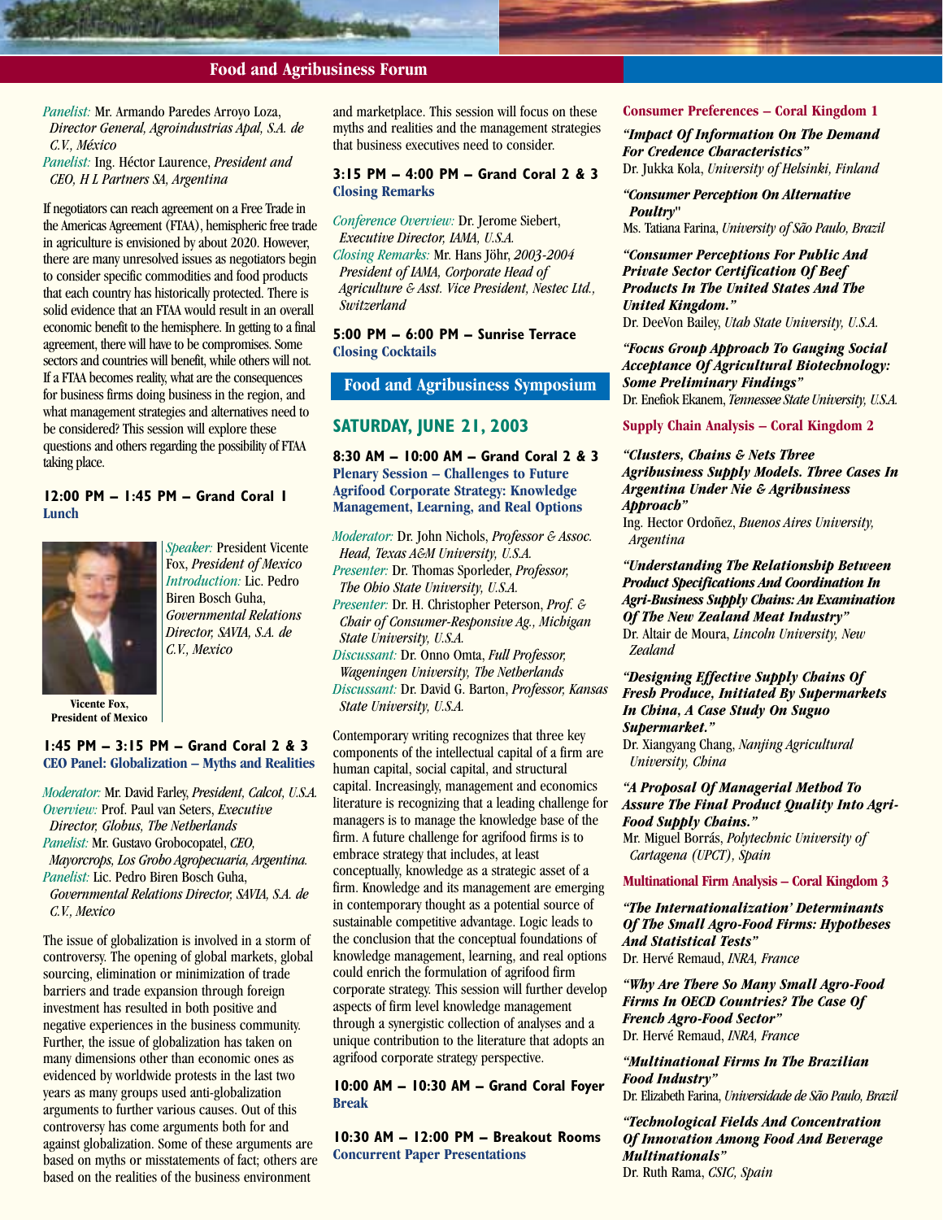## Food and Agribusiness Forum

*Panelist:* Mr. Armando Paredes Arroyo Loza, *Director General, Agroindustrias Apal, S.A. de C.V., México*
*Panelist:* Ing. Héctor Laurence, *President and CEO, H L Partners SA, Argentina*

If negotiators can reach agreement on a Free Trade in the Americas Agreement (FTAA), hemispheric free trade in agriculture is envisioned by about 2020. However, there are many unresolved issues as negotiators begin to consider specific commodities and food products that each country has historically protected. There is solid evidence that an FTAA would result in an overall economic benefit to the hemisphere. In getting to a final agreement, there will have to be compromises. Some sectors and countries will benefit, while others will not. If a FTAA becomes reality, what are the consequences for business firms doing business in the region, and what management strategies and alternatives need to be considered? This session will explore these questions and others regarding the possibility of FTAA taking place.

**12:00 PM – 1:45 PM – Grand Coral 1**
**Lunch**

*Speaker:* President Vicente Fox, *President of Mexico*
*Introduction:* Lic. Pedro Biren Bosch Guha, *Governmental Relations Director, SAVIA, S.A. de C.V., Mexico*

**Vicente Fox, President of Mexico**

**1:45 PM – 3:15 PM – Grand Coral 2 & 3**
**CEO Panel: Globalization – Myths and Realities**

*Moderator:* Mr. David Farley, *President, Calcot, U.S.A.*
*Overview:* Prof. Paul van Seters, *Executive Director, Globus, The Netherlands*
*Panelist:* Mr. Gustavo Grobocopatel, *CEO, Mayorcrops, Los Grobo Agropecuaria, Argentina.*
*Panelist:* Lic. Pedro Biren Bosch Guha, *Governmental Relations Director, SAVIA, S.A. de C.V., Mexico*

The issue of globalization is involved in a storm of controversy. The opening of global markets, global sourcing, elimination or minimization of trade barriers and trade expansion through foreign investment has resulted in both positive and negative experiences in the business community. Further, the issue of globalization has taken on many dimensions other than economic ones as evidenced by worldwide protests in the last two years as many groups used anti-globalization arguments to further various causes. Out of this controversy has come arguments both for and against globalization. Some of these arguments are based on myths or misstatements of fact; others are based on the realities of the business environment and marketplace. This session will focus on these myths and realities and the management strategies that business executives need to consider.

**3:15 PM – 4:00 PM – Grand Coral 2 & 3**
**Closing Remarks**

*Conference Overview:* Dr. Jerome Siebert, *Executive Director, IAMA, U.S.A.*
*Closing Remarks:* Mr. Hans Jöhr, *2003-2004 President of IAMA, Corporate Head of Agriculture & Asst. Vice President, Nestec Ltd., Switzerland*

**5:00 PM – 6:00 PM – Sunrise Terrace**
**Closing Cocktails**

## Food and Agribusiness Symposium

### SATURDAY, JUNE 21, 2003

**8:30 AM – 10:00 AM – Grand Coral 2 & 3**
**Plenary Session – Challenges to Future Agrifood Corporate Strategy: Knowledge Management, Learning, and Real Options**

*Moderator:* Dr. John Nichols, *Professor & Assoc. Head, Texas A&M University, U.S.A.*
*Presenter:* Dr. Thomas Sporleder, *Professor, The Ohio State University, U.S.A.*
*Presenter:* Dr. H. Christopher Peterson, *Prof. & Chair of Consumer-Responsive Ag., Michigan State University, U.S.A.*
*Discussant:* Dr. Onno Omta, *Full Professor, Wageningen University, The Netherlands*
*Discussant:* Dr. David G. Barton, *Professor, Kansas State University, U.S.A.*

Contemporary writing recognizes that three key components of the intellectual capital of a firm are human capital, social capital, and structural capital. Increasingly, management and economics literature is recognizing that a leading challenge for managers is to manage the knowledge base of the firm. A future challenge for agrifood firms is to embrace strategy that includes, at least conceptually, knowledge as a strategic asset of a firm. Knowledge and its management are emerging in contemporary thought as a potential source of sustainable competitive advantage. Logic leads to the conclusion that the conceptual foundations of knowledge management, learning, and real options could enrich the formulation of agrifood firm corporate strategy. This session will further develop aspects of firm level knowledge management through a synergistic collection of analyses and a unique contribution to the literature that adopts an agrifood corporate strategy perspective.

**10:00 AM – 10:30 AM – Grand Coral Foyer**
**Break**

**10:30 AM – 12:00 PM – Breakout Rooms**
**Concurrent Paper Presentations**

**Consumer Preferences – Coral Kingdom 1**

***"Impact Of Information On The Demand For Credence Characteristics"***
Dr. Jukka Kola, *University of Helsinki, Finland*

***"Consumer Perception On Alternative Poultry"***
Ms. Tatiana Farina, *University of São Paulo, Brazil*

***"Consumer Perceptions For Public And Private Sector Certification Of Beef Products In The United States And The United Kingdom."***
Dr. DeeVon Bailey, *Utah State University, U.S.A.*

***"Focus Group Approach To Gauging Social Acceptance Of Agricultural Biotechnology: Some Preliminary Findings"***
Dr. Enefiok Ekanem, *Tennessee State University, U.S.A.*

**Supply Chain Analysis – Coral Kingdom 2**

***"Clusters, Chains & Nets Three Agribusiness Supply Models. Three Cases In Argentina Under Nie & Agribusiness Approach"***
Ing. Hector Ordoñez, *Buenos Aires University, Argentina*

***"Understanding The Relationship Between Product Specifications And Coordination In Agri-Business Supply Chains: An Examination Of The New Zealand Meat Industry"***
Dr. Altair de Moura, *Lincoln University, New Zealand*

***"Designing Effective Supply Chains Of Fresh Produce, Initiated By Supermarkets In China, A Case Study On Suguo Supermarket."***
Dr. Xiangyang Chang, *Nanjing Agricultural University, China*

***"A Proposal Of Managerial Method To Assure The Final Product Quality Into Agri-Food Supply Chains."***
Mr. Miguel Borrás, *Polytechnic University of Cartagena (UPCT), Spain*

**Multinational Firm Analysis – Coral Kingdom 3**

***"The Internationalization' Determinants Of The Small Agro-Food Firms: Hypotheses And Statistical Tests"***
Dr. Hervé Remaud, *INRA, France*

***"Why Are There So Many Small Agro-Food Firms In OECD Countries? The Case Of French Agro-Food Sector"***
Dr. Hervé Remaud, *INRA, France*

***"Multinational Firms In The Brazilian Food Industry"***
Dr. Elizabeth Farina, *Universidade de São Paulo, Brazil*

***"Technological Fields And Concentration Of Innovation Among Food And Beverage Multinationals"***
Dr. Ruth Rama, *CSIC, Spain*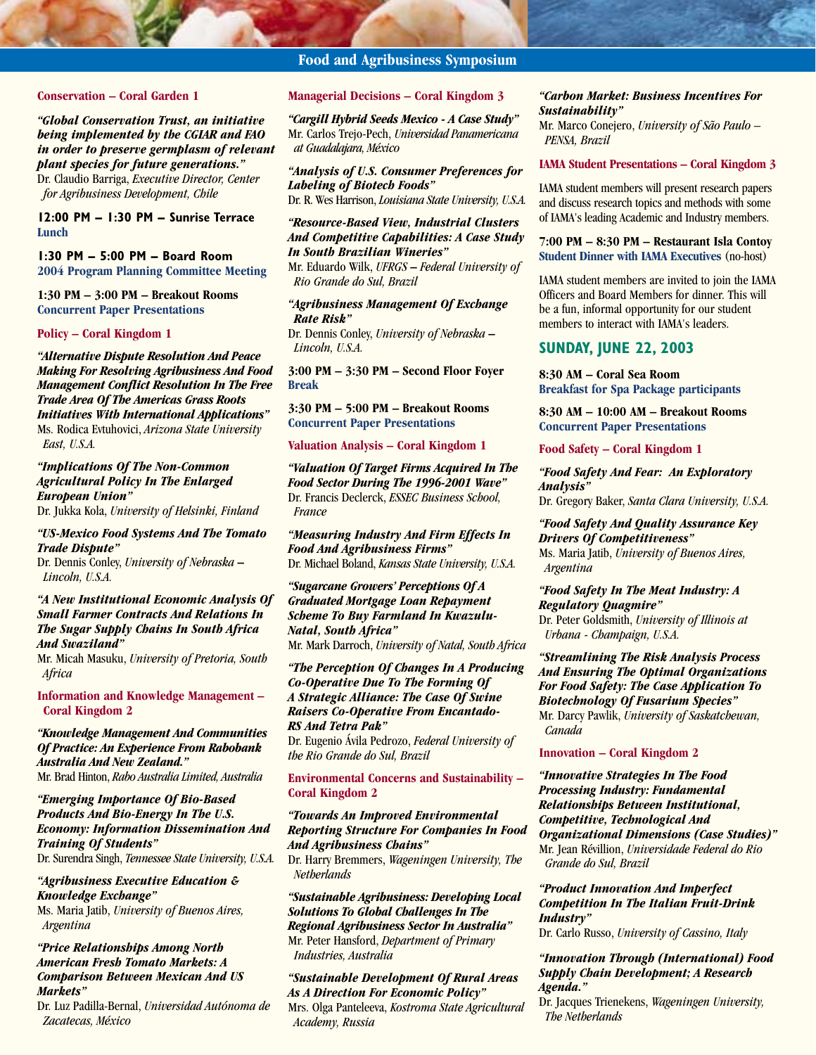## Food and Agribusiness Symposium

**Conservation – Coral Garden 1**

***"Global Conservation Trust, an initiative being implemented by the CGIAR and FAO in order to preserve germplasm of relevant plant species for future generations."***
Dr. Claudio Barriga, *Executive Director, Center for Agribusiness Development, Chile*

**12:00 PM – 1:30 PM – Sunrise Terrace**
**Lunch**

**1:30 PM – 5:00 PM – Board Room**
**2004 Program Planning Committee Meeting**

**1:30 PM – 3:00 PM – Breakout Rooms**
**Concurrent Paper Presentations**

**Policy – Coral Kingdom 1**

***"Alternative Dispute Resolution And Peace Making For Resolving Agribusiness And Food Management Conflict Resolution In The Free Trade Area Of The Americas Grass Roots Initiatives With International Applications"***
Ms. Rodica Evtuhovici, *Arizona State University East, U.S.A.*

***"Implications Of The Non-Common Agricultural Policy In The Enlarged European Union"***
Dr. Jukka Kola, *University of Helsinki, Finland*

***"US-Mexico Food Systems And The Tomato Trade Dispute"***
Dr. Dennis Conley, *University of Nebraska – Lincoln, U.S.A.*

***"A New Institutional Economic Analysis Of Small Farmer Contracts And Relations In The Sugar Supply Chains In South Africa And Swaziland"***
Mr. Micah Masuku, *University of Pretoria, South Africa*

**Information and Knowledge Management – Coral Kingdom 2**

***"Knowledge Management And Communities Of Practice: An Experience From Rabobank Australia And New Zealand."***
Mr. Brad Hinton, *Rabo Australia Limited, Australia*

***"Emerging Importance Of Bio-Based Products And Bio-Energy In The U.S. Economy: Information Dissemination And Training Of Students"***
Dr. Surendra Singh, *Tennessee State University, U.S.A.*

***"Agribusiness Executive Education & Knowledge Exchange"***
Ms. Maria Jatib, *University of Buenos Aires, Argentina*

***"Price Relationships Among North American Fresh Tomato Markets: A Comparison Between Mexican And US Markets"***
Dr. Luz Padilla-Bernal, *Universidad Autónoma de Zacatecas, México*

**Managerial Decisions – Coral Kingdom 3**

***"Cargill Hybrid Seeds Mexico - A Case Study"***
Mr. Carlos Trejo-Pech, *Universidad Panamericana at Guadalajara, México*

***"Analysis of U.S. Consumer Preferences for Labeling of Biotech Foods"***
Dr. R. Wes Harrison, *Louisiana State University, U.S.A.*

***"Resource-Based View, Industrial Clusters And Competitive Capabilities: A Case Study In South Brazilian Wineries"***
Mr. Eduardo Wilk, *UFRGS – Federal University of Rio Grande do Sul, Brazil*

***"Agribusiness Management Of Exchange Rate Risk"***
Dr. Dennis Conley, *University of Nebraska – Lincoln, U.S.A.*

**3:00 PM – 3:30 PM – Second Floor Foyer**
**Break**

**3:30 PM – 5:00 PM – Breakout Rooms**
**Concurrent Paper Presentations**

**Valuation Analysis – Coral Kingdom 1**

***"Valuation Of Target Firms Acquired In The Food Sector During The 1996-2001 Wave"***
Dr. Francis Declerck, *ESSEC Business School, France*

***"Measuring Industry And Firm Effects In Food And Agribusiness Firms"***
Dr. Michael Boland, *Kansas State University, U.S.A.*

***"Sugarcane Growers' Perceptions Of A Graduated Mortgage Loan Repayment Scheme To Buy Farmland In Kwazulu-Natal, South Africa"***
Mr. Mark Darroch, *University of Natal, South Africa*

***"The Perception Of Changes In A Producing Co-Operative Due To The Forming Of A Strategic Alliance: The Case Of Swine Raisers Co-Operative From Encantado-RS And Tetra Pak"***
Dr. Eugenio Ávila Pedrozo, *Federal University of the Rio Grande do Sul, Brazil*

**Environmental Concerns and Sustainability – Coral Kingdom 2**

***"Towards An Improved Environmental Reporting Structure For Companies In Food And Agribusiness Chains"***
Dr. Harry Bremmers, *Wageningen University, The Netherlands*

***"Sustainable Agribusiness: Developing Local Solutions To Global Challenges In The Regional Agribusiness Sector In Australia"***
Mr. Peter Hansford, *Department of Primary Industries, Australia*

***"Sustainable Development Of Rural Areas As A Direction For Economic Policy"***
Mrs. Olga Panteleeva, *Kostroma State Agricultural Academy, Russia*

***"Carbon Market: Business Incentives For Sustainability"***
Mr. Marco Conejero, *University of São Paulo – PENSA, Brazil*

**IAMA Student Presentations – Coral Kingdom 3**

IAMA student members will present research papers and discuss research topics and methods with some of IAMA's leading Academic and Industry members.

**7:00 PM – 8:30 PM – Restaurant Isla Contoy**
**Student Dinner with IAMA Executives** (no-host)

IAMA student members are invited to join the IAMA Officers and Board Members for dinner. This will be a fun, informal opportunity for our student members to interact with IAMA's leaders.

## SUNDAY, JUNE 22, 2003

**8:30 AM – Coral Sea Room**
**Breakfast for Spa Package participants**

**8:30 AM – 10:00 AM – Breakout Rooms**
**Concurrent Paper Presentations**

**Food Safety – Coral Kingdom 1**

***"Food Safety And Fear: An Exploratory Analysis"***
Dr. Gregory Baker, *Santa Clara University, U.S.A.*

***"Food Safety And Quality Assurance Key Drivers Of Competitiveness"***
Ms. Maria Jatib, *University of Buenos Aires, Argentina*

***"Food Safety In The Meat Industry: A Regulatory Quagmire"***
Dr. Peter Goldsmith, *University of Illinois at Urbana - Champaign, U.S.A.*

***"Streamlining The Risk Analysis Process And Ensuring The Optimal Organizations For Food Safety: The Case Application To Biotechnology Of Fusarium Species"***
Mr. Darcy Pawlik, *University of Saskatchewan, Canada*

**Innovation – Coral Kingdom 2**

***"Innovative Strategies In The Food Processing Industry: Fundamental Relationships Between Institutional, Competitive, Technological And Organizational Dimensions (Case Studies)"***
Mr. Jean Révillion, *Universidade Federal do Rio Grande do Sul, Brazil*

***"Product Innovation And Imperfect Competition In The Italian Fruit-Drink Industry"***
Dr. Carlo Russo, *University of Cassino, Italy*

***"Innovation Through (International) Food Supply Chain Development; A Research Agenda."***
Dr. Jacques Trienekens, *Wageningen University, The Netherlands*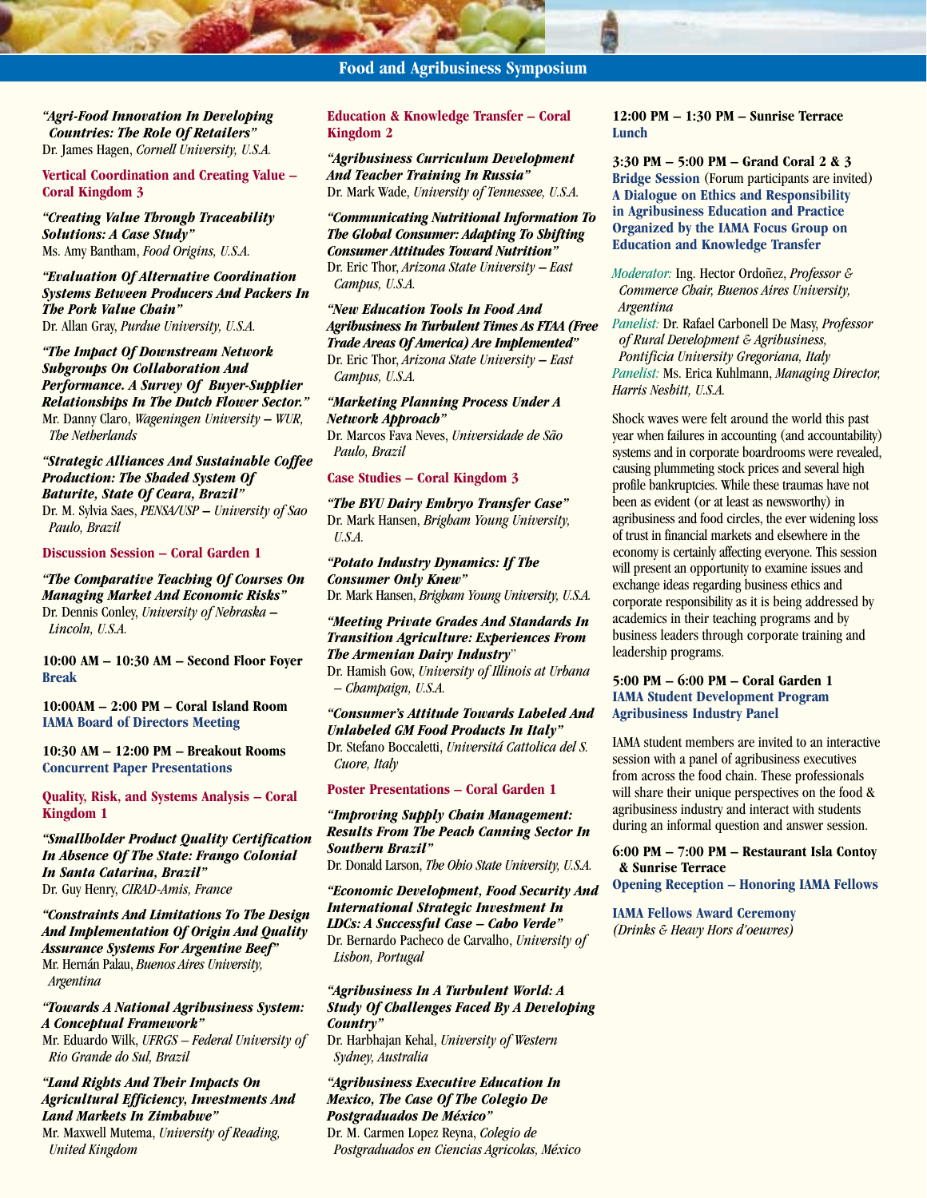# Food and Agribusiness Symposium

***"Agri-Food Innovation In Developing Countries: The Role Of Retailers"***
Dr. James Hagen, *Cornell University, U.S.A.*

**Vertical Coordination and Creating Value – Coral Kingdom 3**

***"Creating Value Through Traceability Solutions: A Case Study"***
Ms. Amy Bantham, *Food Origins, U.S.A.*

***"Evaluation Of Alternative Coordination Systems Between Producers And Packers In The Pork Value Chain"***
Dr. Allan Gray, *Purdue University, U.S.A.*

***"The Impact Of Downstream Network Subgroups On Collaboration And Performance. A Survey Of Buyer-Supplier Relationships In The Dutch Flower Sector."***
Mr. Danny Claro, *Wageningen University – WUR, The Netherlands*

***"Strategic Alliances And Sustainable Coffee Production: The Shaded System Of Baturite, State Of Ceara, Brazil"***
Dr. M. Sylvia Saes, *PENSA/USP – University of Sao Paulo, Brazil*

**Discussion Session – Coral Garden 1**

***"The Comparative Teaching Of Courses On Managing Market And Economic Risks"***
Dr. Dennis Conley, *University of Nebraska – Lincoln, U.S.A.*

**10:00 AM – 10:30 AM – Second Floor Foyer**
**Break**

**10:00AM – 2:00 PM – Coral Island Room**
**IAMA Board of Directors Meeting**

**10:30 AM – 12:00 PM – Breakout Rooms**
**Concurrent Paper Presentations**

**Quality, Risk, and Systems Analysis – Coral Kingdom 1**

***"Smallholder Product Quality Certification In Absence Of The State: Frango Colonial In Santa Catarina, Brazil"***
Dr. Guy Henry, *CIRAD-Amis, France*

***"Constraints And Limitations To The Design And Implementation Of Origin And Quality Assurance Systems For Argentine Beef"***
Mr. Hernán Palau, *Buenos Aires University, Argentina*

***"Towards A National Agribusiness System: A Conceptual Framework"***
Mr. Eduardo Wilk, *UFRGS – Federal University of Rio Grande do Sul, Brazil*

***"Land Rights And Their Impacts On Agricultural Efficiency, Investments And Land Markets In Zimbabwe"***
Mr. Maxwell Mutema, *University of Reading, United Kingdom*

**Education & Knowledge Transfer – Coral Kingdom 2**

***"Agribusiness Curriculum Development And Teacher Training In Russia"***
Dr. Mark Wade, *University of Tennessee, U.S.A.*

***"Communicating Nutritional Information To The Global Consumer: Adapting To Shifting Consumer Attitudes Toward Nutrition"***
Dr. Eric Thor, *Arizona State University – East Campus, U.S.A.*

***"New Education Tools In Food And Agribusiness In Turbulent Times As FTAA (Free Trade Areas Of America) Are Implemented"***
Dr. Eric Thor, *Arizona State University – East Campus, U.S.A.*

***"Marketing Planning Process Under A Network Approach"***
Dr. Marcos Fava Neves, *Universidade de São Paulo, Brazil*

**Case Studies – Coral Kingdom 3**

***"The BYU Dairy Embryo Transfer Case"***
Dr. Mark Hansen, *Brigham Young University, U.S.A.*

***"Potato Industry Dynamics: If The Consumer Only Knew"***
Dr. Mark Hansen, *Brigham Young University, U.S.A.*

***"Meeting Private Grades And Standards In Transition Agriculture: Experiences From The Armenian Dairy Industry"***
Dr. Hamish Gow, *University of Illinois at Urbana – Champaign, U.S.A.*

***"Consumer's Attitude Towards Labeled And Unlabeled GM Food Products In Italy"***
Dr. Stefano Boccaletti, *Universitá Cattolica del S. Cuore, Italy*

**Poster Presentations – Coral Garden 1**

***"Improving Supply Chain Management: Results From The Peach Canning Sector In Southern Brazil"***
Dr. Donald Larson, *The Ohio State University, U.S.A.*

***"Economic Development, Food Security And International Strategic Investment In LDCs: A Successful Case – Cabo Verde"***
Dr. Bernardo Pacheco de Carvalho, *University of Lisbon, Portugal*

***"Agribusiness In A Turbulent World: A Study Of Challenges Faced By A Developing Country"***
Dr. Harbhajan Kehal, *University of Western Sydney, Australia*

***"Agribusiness Executive Education In Mexico, The Case Of The Colegio De Postgraduados De México"***
Dr. M. Carmen Lopez Reyna, *Colegio de Postgraduados en Ciencias Agricolas, México*

**12:00 PM – 1:30 PM – Sunrise Terrace**
**Lunch**

**3:30 PM – 5:00 PM – Grand Coral 2 & 3**
**Bridge Session** (Forum participants are invited)
**A Dialogue on Ethics and Responsibility in Agribusiness Education and Practice Organized by the IAMA Focus Group on Education and Knowledge Transfer**

*Moderator:* Ing. Hector Ordoñez, *Professor & Commerce Chair, Buenos Aires University, Argentina*
*Panelist:* Dr. Rafael Carbonell De Masy, *Professor of Rural Development & Agribusiness, Pontificia University Gregoriana, Italy*
*Panelist:* Ms. Erica Kuhlmann, *Managing Director, Harris Nesbitt, U.S.A.*

Shock waves were felt around the world this past year when failures in accounting (and accountability) systems and in corporate boardrooms were revealed, causing plummeting stock prices and several high profile bankruptcies. While these traumas have not been as evident (or at least as newsworthy) in agribusiness and food circles, the ever widening loss of trust in financial markets and elsewhere in the economy is certainly affecting everyone. This session will present an opportunity to examine issues and exchange ideas regarding business ethics and corporate responsibility as it is being addressed by academics in their teaching programs and by business leaders through corporate training and leadership programs.

**5:00 PM – 6:00 PM – Coral Garden 1**
**IAMA Student Development Program Agribusiness Industry Panel**

IAMA student members are invited to an interactive session with a panel of agribusiness executives from across the food chain. These professionals will share their unique perspectives on the food & agribusiness industry and interact with students during an informal question and answer session.

**6:00 PM – 7:00 PM – Restaurant Isla Contoy & Sunrise Terrace**
**Opening Reception – Honoring IAMA Fellows**

**IAMA Fellows Award Ceremony**
*(Drinks & Heavy Hors d'oeuvres)*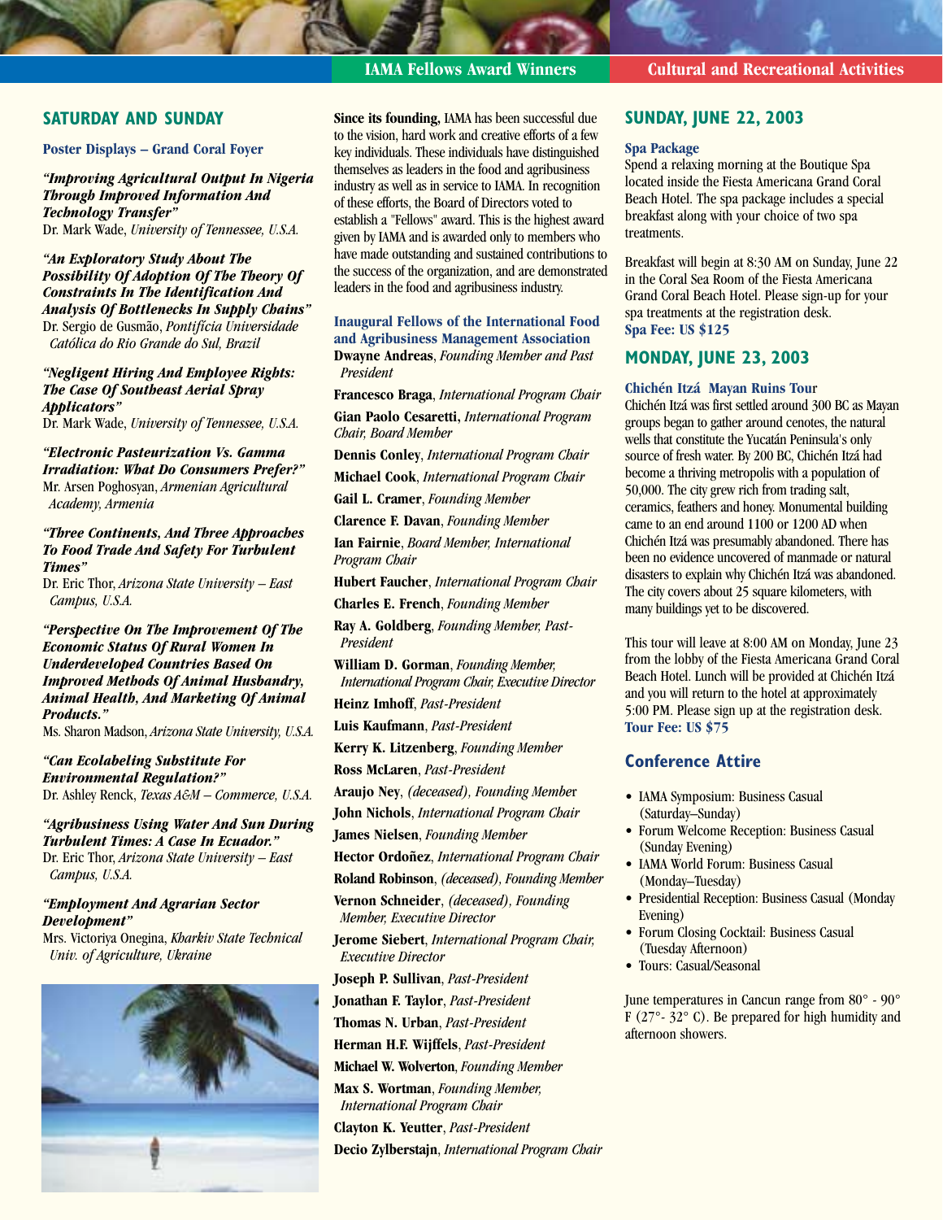## SATURDAY AND SUNDAY

### Poster Displays – Grand Coral Foyer

***"Improving Agricultural Output In Nigeria Through Improved Information And Technology Transfer"***
Dr. Mark Wade, *University of Tennessee, U.S.A.*

***"An Exploratory Study About The Possibility Of Adoption Of The Theory Of Constraints In The Identification And Analysis Of Bottlenecks In Supply Chains"***
Dr. Sergio de Gusmão, *Pontifícia Universidade Católica do Rio Grande do Sul, Brazil*

***"Negligent Hiring And Employee Rights: The Case Of Southeast Aerial Spray Applicators"***
Dr. Mark Wade, *University of Tennessee, U.S.A.*

***"Electronic Pasteurization Vs. Gamma Irradiation: What Do Consumers Prefer?"***
Mr. Arsen Poghosyan, *Armenian Agricultural Academy, Armenia*

***"Three Continents, And Three Approaches To Food Trade And Safety For Turbulent Times"***
Dr. Eric Thor, *Arizona State University – East Campus, U.S.A.*

***"Perspective On The Improvement Of The Economic Status Of Rural Women In Underdeveloped Countries Based On Improved Methods Of Animal Husbandry, Animal Health, And Marketing Of Animal Products."***
Ms. Sharon Madson, *Arizona State University, U.S.A.*

***"Can Ecolabeling Substitute For Environmental Regulation?"***
Dr. Ashley Renck, *Texas A&M – Commerce, U.S.A.*

***"Agribusiness Using Water And Sun During Turbulent Times: A Case In Ecuador."***
Dr. Eric Thor, *Arizona State University – East Campus, U.S.A.*

***"Employment And Agrarian Sector Development"***
Mrs. Victoriya Onegina, *Kharkiv State Technical Univ. of Agriculture, Ukraine*

## IAMA Fellows Award Winners

**Since its founding,** IAMA has been successful due to the vision, hard work and creative efforts of a few key individuals. These individuals have distinguished themselves as leaders in the food and agribusiness industry as well as in service to IAMA. In recognition of these efforts, the Board of Directors voted to establish a "Fellows" award. This is the highest award given by IAMA and is awarded only to members who have made outstanding and sustained contributions to the success of the organization, and are demonstrated leaders in the food and agribusiness industry.

### Inaugural Fellows of the International Food and Agribusiness Management Association

**Dwayne Andreas**, *Founding Member and Past President*

**Francesco Braga**, *International Program Chair*

**Gian Paolo Cesaretti**, *International Program Chair, Board Member*

**Dennis Conley**, *International Program Chair*

**Michael Cook**, *International Program Chair*

**Gail L. Cramer**, *Founding Member*

**Clarence F. Davan**, *Founding Member*

**Ian Fairnie**, *Board Member, International Program Chair*

**Hubert Faucher**, *International Program Chair*

**Charles E. French**, *Founding Member*

**Ray A. Goldberg**, *Founding Member, Past-President*

**William D. Gorman**, *Founding Member, International Program Chair, Executive Director*

**Heinz Imhoff**, *Past-President*

**Luis Kaufmann**, *Past-President*

**Kerry K. Litzenberg**, *Founding Member*

**Ross McLaren**, *Past-President*

**Araujo Ney**, *(deceased), Founding Member*

**John Nichols**, *International Program Chair*

**James Nielsen**, *Founding Member*

**Hector Ordoñez**, *International Program Chair*

**Roland Robinson**, *(deceased), Founding Member*

**Vernon Schneider**, *(deceased), Founding Member, Executive Director*

**Jerome Siebert**, *International Program Chair, Executive Director*

**Joseph P. Sullivan**, *Past-President*

**Jonathan F. Taylor**, *Past-President*

**Thomas N. Urban**, *Past-President*

**Herman H.F. Wijffels**, *Past-President*

**Michael W. Wolverton**, *Founding Member*

**Max S. Wortman**, *Founding Member, International Program Chair*

**Clayton K. Yeutter**, *Past-President*

**Decio Zylberstajn**, *International Program Chair*

## Cultural and Recreational Activities

## SUNDAY, JUNE 22, 2003

### Spa Package

Spend a relaxing morning at the Boutique Spa located inside the Fiesta Americana Grand Coral Beach Hotel. The spa package includes a special breakfast along with your choice of two spa treatments.

Breakfast will begin at 8:30 AM on Sunday, June 22 in the Coral Sea Room of the Fiesta Americana Grand Coral Beach Hotel. Please sign-up for your spa treatments at the registration desk.
**Spa Fee: US $125**

## MONDAY, JUNE 23, 2003

### Chichén Itzá Mayan Ruins Tour

Chichén Itzá was first settled around 300 BC as Mayan groups began to gather around cenotes, the natural wells that constitute the Yucatán Peninsula's only source of fresh water. By 200 BC, Chichén Itzá had become a thriving metropolis with a population of 50,000. The city grew rich from trading salt, ceramics, feathers and honey. Monumental building came to an end around 1100 or 1200 AD when Chichén Itzá was presumably abandoned. There has been no evidence uncovered of manmade or natural disasters to explain why Chichén Itzá was abandoned. The city covers about 25 square kilometers, with many buildings yet to be discovered.

This tour will leave at 8:00 AM on Monday, June 23 from the lobby of the Fiesta Americana Grand Coral Beach Hotel. Lunch will be provided at Chichén Itzá and you will return to the hotel at approximately 5:00 PM. Please sign up at the registration desk.
**Tour Fee: US $75**

## Conference Attire

- IAMA Symposium: Business Casual (Saturday–Sunday)
- Forum Welcome Reception: Business Casual (Sunday Evening)
- IAMA World Forum: Business Casual (Monday–Tuesday)
- Presidential Reception: Business Casual (Monday Evening)
- Forum Closing Cocktail: Business Casual (Tuesday Afternoon)
- Tours: Casual/Seasonal

June temperatures in Cancun range from 80° - 90° F (27°- 32° C). Be prepared for high humidity and afternoon showers.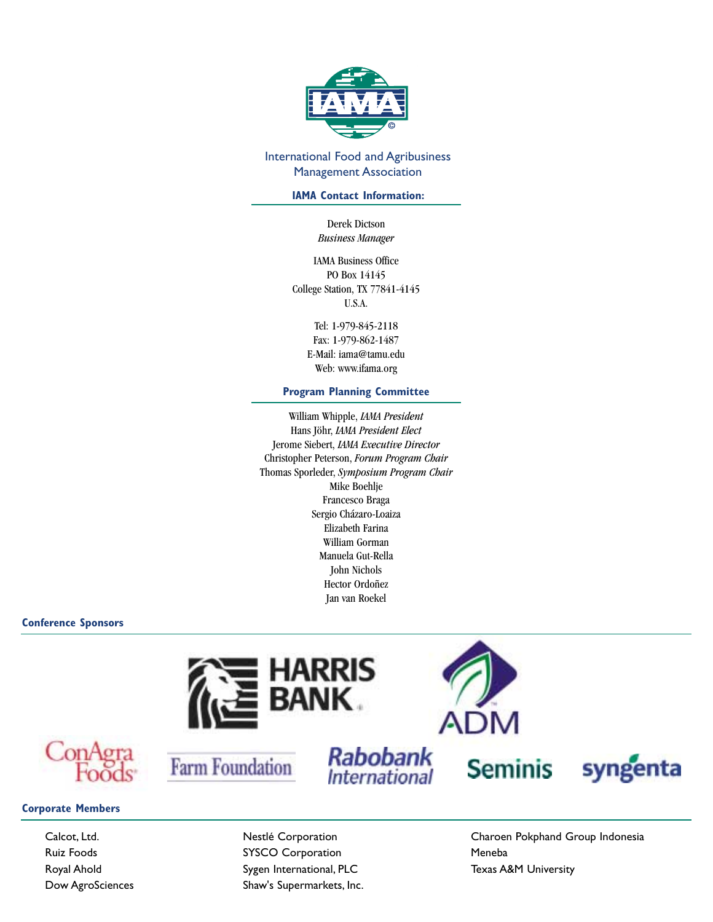IAMA

International Food and Agribusiness Management Association

**IAMA Contact Information:**

Derek Dictson
*Business Manager*

IAMA Business Office
PO Box 14145
College Station, TX 77841-4145
U.S.A.

Tel: 1-979-845-2118
Fax: 1-979-862-1487
E-Mail: iama@tamu.edu
Web: www.ifama.org

**Program Planning Committee**

William Whipple, *IAMA President*
Hans Jöhr, *IAMA President Elect*
Jerome Siebert, *IAMA Executive Director*
Christopher Peterson, *Forum Program Chair*
Thomas Sporleder, *Symposium Program Chair*
Mike Boehlje
Francesco Braga
Sergio Cházaro-Loaiza
Elizabeth Farina
William Gorman
Manuela Gut-Rella
John Nichols
Hector Ordoñez
Jan van Roekel

**Conference Sponsors**

HARRIS BANK
ADM
ConAgra Foods
Farm Foundation
Rabobank International
Seminis
syngenta

**Corporate Members**

Calcot, Ltd.
Ruiz Foods
Royal Ahold
Dow AgroSciences
Nestlé Corporation
SYSCO Corporation
Sygen International, PLC
Shaw's Supermarkets, Inc.
Charoen Pokphand Group Indonesia
Meneba
Texas A&M University